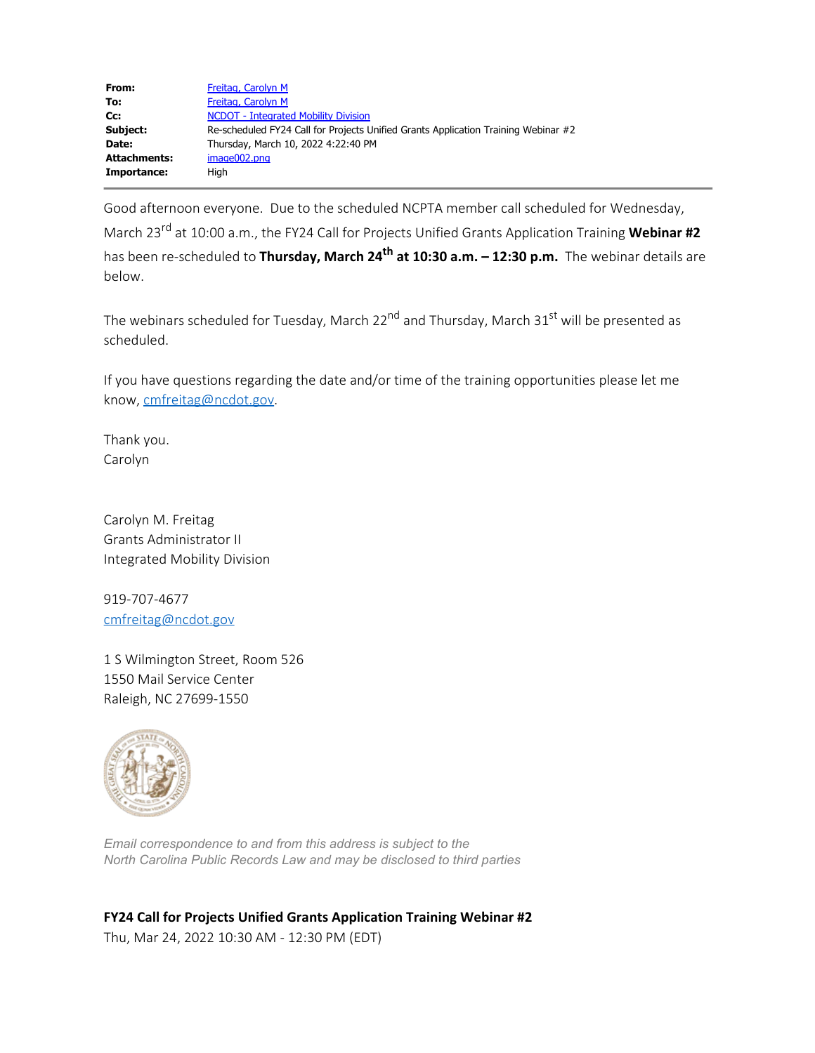| | |
|---|---|
| **From:** | Freitag, Carolyn M |
| **To:** | Freitag, Carolyn M |
| **Cc:** | NCDOT - Integrated Mobility Division |
| **Subject:** | Re-scheduled FY24 Call for Projects Unified Grants Application Training Webinar #2 |
| **Date:** | Thursday, March 10, 2022 4:22:40 PM |
| **Attachments:** | image002.png |
| **Importance:** | High |

Good afternoon everyone. Due to the scheduled NCPTA member call scheduled for Wednesday, March 23rd at 10:00 a.m., the FY24 Call for Projects Unified Grants Application Training **Webinar #2** has been re-scheduled to **Thursday, March 24th at 10:30 a.m. – 12:30 p.m.** The webinar details are below.

The webinars scheduled for Tuesday, March 22nd and Thursday, March 31st will be presented as scheduled.

If you have questions regarding the date and/or time of the training opportunities please let me know, cmfreitag@ncdot.gov.

Thank you.
Carolyn

Carolyn M. Freitag
Grants Administrator II
Integrated Mobility Division

919-707-4677
cmfreitag@ncdot.gov

1 S Wilmington Street, Room 526
1550 Mail Service Center
Raleigh, NC 27699-1550

*Email correspondence to and from this address is subject to the North Carolina Public Records Law and may be disclosed to third parties*

**FY24 Call for Projects Unified Grants Application Training Webinar #2**
Thu, Mar 24, 2022 10:30 AM - 12:30 PM (EDT)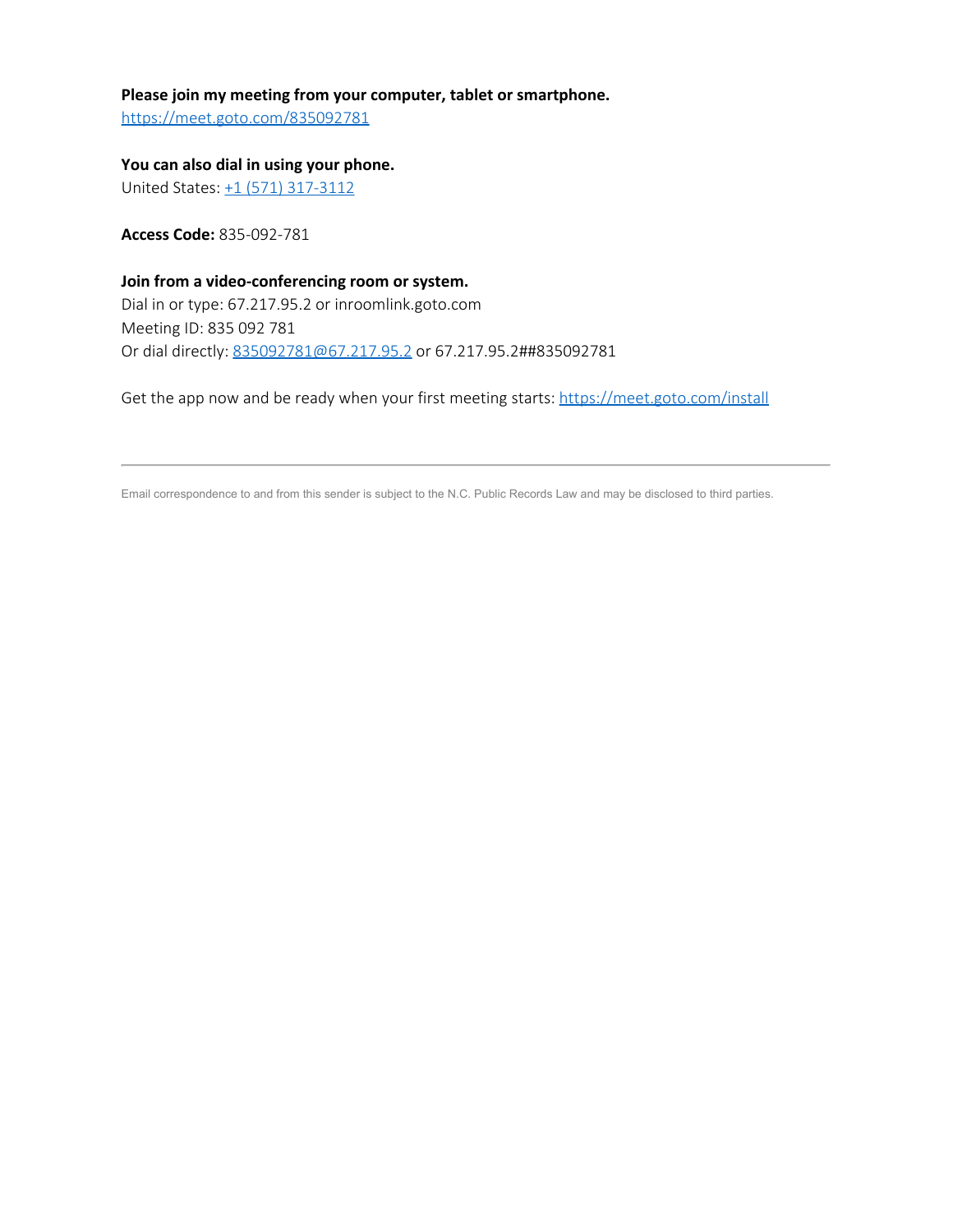**Please join my meeting from your computer, tablet or smartphone.**
https://meet.goto.com/835092781

**You can also dial in using your phone.**
United States: +1 (571) 317-3112

**Access Code:** 835-092-781

**Join from a video-conferencing room or system.**
Dial in or type: 67.217.95.2 or inroomlink.goto.com
Meeting ID: 835 092 781
Or dial directly: 835092781@67.217.95.2 or 67.217.95.2##835092781

Get the app now and be ready when your first meeting starts: https://meet.goto.com/install

---

Email correspondence to and from this sender is subject to the N.C. Public Records Law and may be disclosed to third parties.